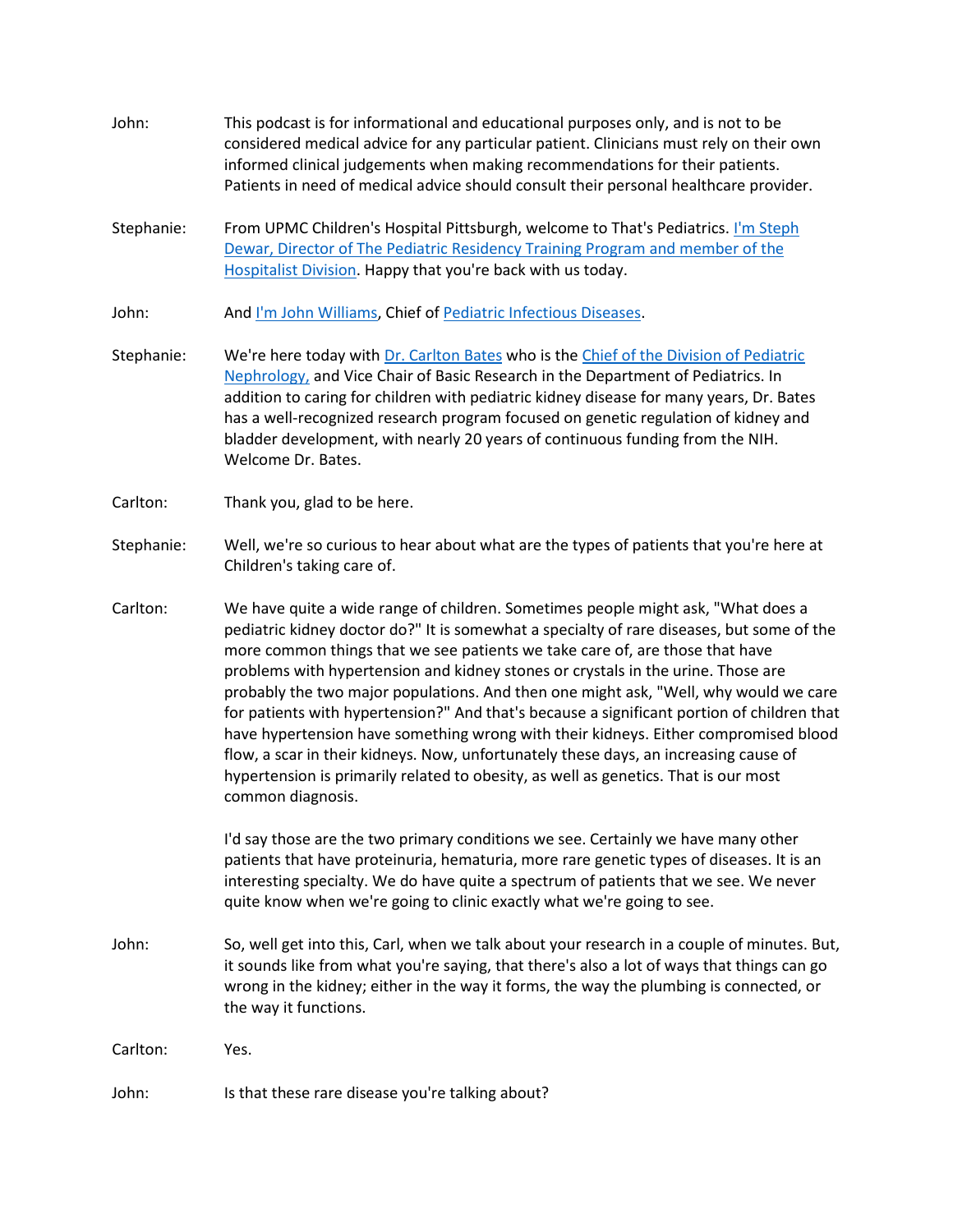John: This podcast is for informational and educational purposes only, and is not to be considered medical advice for any particular patient. Clinicians must rely on their own informed clinical judgements when making recommendations for their patients. Patients in need of medical advice should consult their personal healthcare provider.

Stephanie: From UPMC Children's Hospital Pittsburgh, welcome to That's Pediatrics. I'm Steph Dewar, Director of The Pediatric Residency Training Program and member of the Hospitalist Division. Happy that you're back with us today.

John: And I'm John Williams, Chief of Pediatric Infectious Diseases.

Stephanie: We're here today with Dr. Carlton Bates who is the Chief of the Division of Pediatric Nephrology, and Vice Chair of Basic Research in the Department of Pediatrics. In addition to caring for children with pediatric kidney disease for many years, Dr. Bates has a well-recognized research program focused on genetic regulation of kidney and bladder development, with nearly 20 years of continuous funding from the NIH. Welcome Dr. Bates.

Carlton: Thank you, glad to be here.

Stephanie: Well, we're so curious to hear about what are the types of patients that you're here at Children's taking care of.

Carlton: We have quite a wide range of children. Sometimes people might ask, "What does a pediatric kidney doctor do?" It is somewhat a specialty of rare diseases, but some of the more common things that we see patients we take care of, are those that have problems with hypertension and kidney stones or crystals in the urine. Those are probably the two major populations. And then one might ask, "Well, why would we care for patients with hypertension?" And that's because a significant portion of children that have hypertension have something wrong with their kidneys. Either compromised blood flow, a scar in their kidneys. Now, unfortunately these days, an increasing cause of hypertension is primarily related to obesity, as well as genetics. That is our most common diagnosis.

I'd say those are the two primary conditions we see. Certainly we have many other patients that have proteinuria, hematuria, more rare genetic types of diseases. It is an interesting specialty. We do have quite a spectrum of patients that we see. We never quite know when we're going to clinic exactly what we're going to see.

John: So, well get into this, Carl, when we talk about your research in a couple of minutes. But, it sounds like from what you're saying, that there's also a lot of ways that things can go wrong in the kidney; either in the way it forms, the way the plumbing is connected, or the way it functions.

Carlton: Yes.

John: Is that these rare disease you're talking about?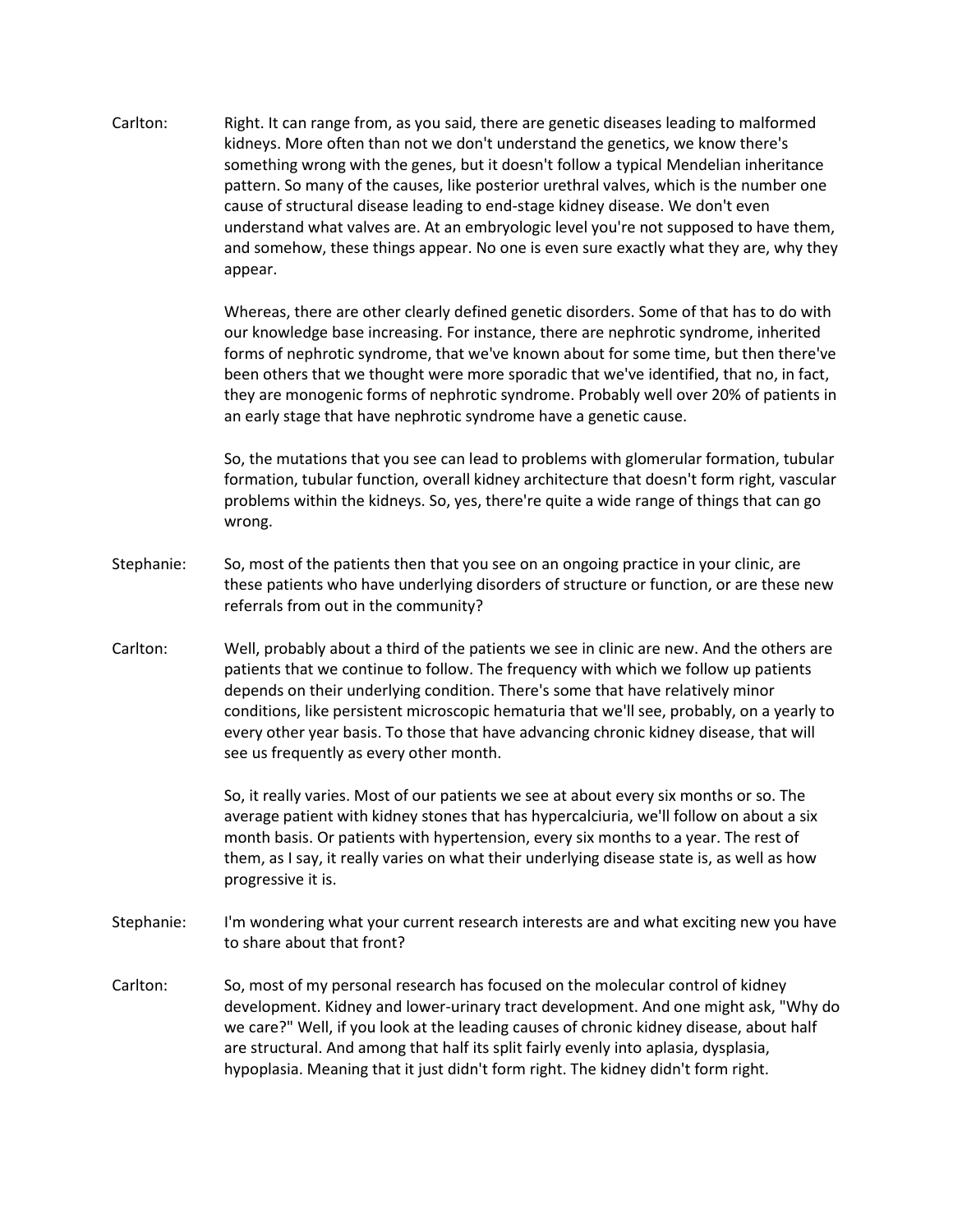**Carlton:** Right. It can range from, as you said, there are genetic diseases leading to malformed kidneys. More often than not we don't understand the genetics, we know there's something wrong with the genes, but it doesn't follow a typical Mendelian inheritance pattern. So many of the causes, like posterior urethral valves, which is the number one cause of structural disease leading to end-stage kidney disease. We don't even understand what valves are. At an embryologic level you're not supposed to have them, and somehow, these things appear. No one is even sure exactly what they are, why they appear.

Whereas, there are other clearly defined genetic disorders. Some of that has to do with our knowledge base increasing. For instance, there are nephrotic syndrome, inherited forms of nephrotic syndrome, that we've known about for some time, but then there've been others that we thought were more sporadic that we've identified, that no, in fact, they are monogenic forms of nephrotic syndrome. Probably well over 20% of patients in an early stage that have nephrotic syndrome have a genetic cause.

So, the mutations that you see can lead to problems with glomerular formation, tubular formation, tubular function, overall kidney architecture that doesn't form right, vascular problems within the kidneys. So, yes, there're quite a wide range of things that can go wrong.

**Stephanie:** So, most of the patients then that you see on an ongoing practice in your clinic, are these patients who have underlying disorders of structure or function, or are these new referrals from out in the community?

**Carlton:** Well, probably about a third of the patients we see in clinic are new. And the others are patients that we continue to follow. The frequency with which we follow up patients depends on their underlying condition. There's some that have relatively minor conditions, like persistent microscopic hematuria that we'll see, probably, on a yearly to every other year basis. To those that have advancing chronic kidney disease, that will see us frequently as every other month.

So, it really varies. Most of our patients we see at about every six months or so. The average patient with kidney stones that has hypercalciuria, we'll follow on about a six month basis. Or patients with hypertension, every six months to a year. The rest of them, as I say, it really varies on what their underlying disease state is, as well as how progressive it is.

**Stephanie:** I'm wondering what your current research interests are and what exciting new you have to share about that front?

**Carlton:** So, most of my personal research has focused on the molecular control of kidney development. Kidney and lower-urinary tract development. And one might ask, "Why do we care?" Well, if you look at the leading causes of chronic kidney disease, about half are structural. And among that half its split fairly evenly into aplasia, dysplasia, hypoplasia. Meaning that it just didn't form right. The kidney didn't form right.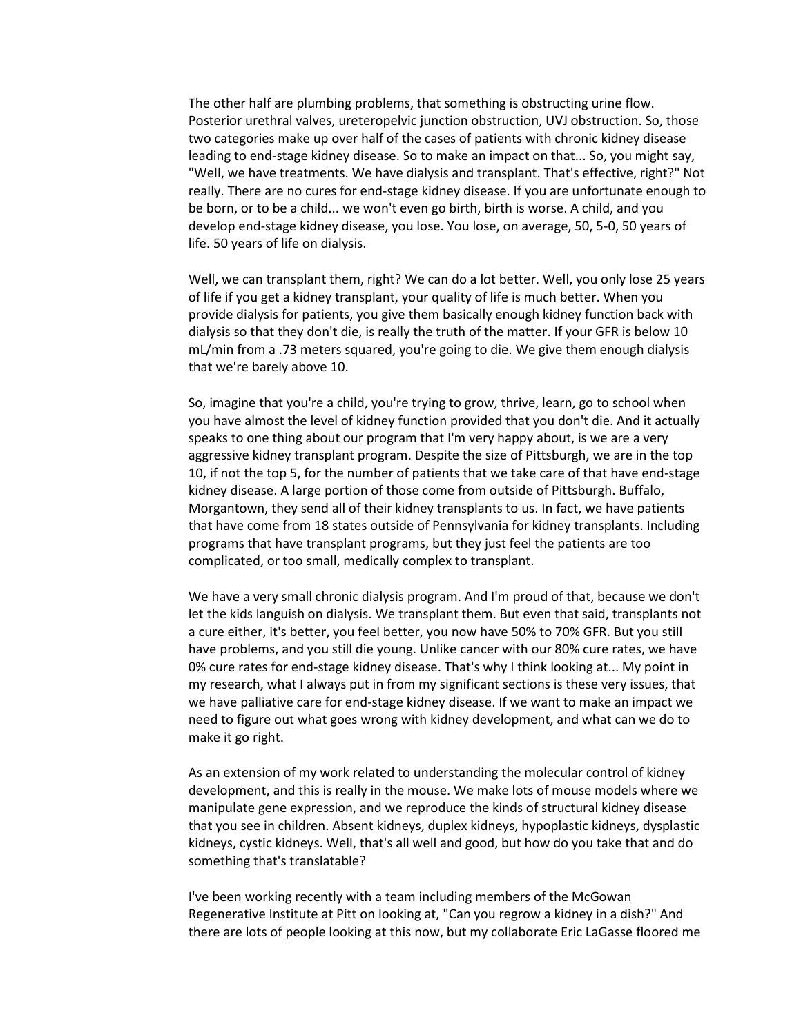The other half are plumbing problems, that something is obstructing urine flow. Posterior urethral valves, ureteropelvic junction obstruction, UVJ obstruction. So, those two categories make up over half of the cases of patients with chronic kidney disease leading to end-stage kidney disease. So to make an impact on that... So, you might say, "Well, we have treatments. We have dialysis and transplant. That's effective, right?" Not really. There are no cures for end-stage kidney disease. If you are unfortunate enough to be born, or to be a child... we won't even go birth, birth is worse. A child, and you develop end-stage kidney disease, you lose. You lose, on average, 50, 5-0, 50 years of life. 50 years of life on dialysis.

Well, we can transplant them, right? We can do a lot better. Well, you only lose 25 years of life if you get a kidney transplant, your quality of life is much better. When you provide dialysis for patients, you give them basically enough kidney function back with dialysis so that they don't die, is really the truth of the matter. If your GFR is below 10 mL/min from a .73 meters squared, you're going to die. We give them enough dialysis that we're barely above 10.

So, imagine that you're a child, you're trying to grow, thrive, learn, go to school when you have almost the level of kidney function provided that you don't die. And it actually speaks to one thing about our program that I'm very happy about, is we are a very aggressive kidney transplant program. Despite the size of Pittsburgh, we are in the top 10, if not the top 5, for the number of patients that we take care of that have end-stage kidney disease. A large portion of those come from outside of Pittsburgh. Buffalo, Morgantown, they send all of their kidney transplants to us. In fact, we have patients that have come from 18 states outside of Pennsylvania for kidney transplants. Including programs that have transplant programs, but they just feel the patients are too complicated, or too small, medically complex to transplant.

We have a very small chronic dialysis program. And I'm proud of that, because we don't let the kids languish on dialysis. We transplant them. But even that said, transplants not a cure either, it's better, you feel better, you now have 50% to 70% GFR. But you still have problems, and you still die young. Unlike cancer with our 80% cure rates, we have 0% cure rates for end-stage kidney disease. That's why I think looking at... My point in my research, what I always put in from my significant sections is these very issues, that we have palliative care for end-stage kidney disease. If we want to make an impact we need to figure out what goes wrong with kidney development, and what can we do to make it go right.

As an extension of my work related to understanding the molecular control of kidney development, and this is really in the mouse. We make lots of mouse models where we manipulate gene expression, and we reproduce the kinds of structural kidney disease that you see in children. Absent kidneys, duplex kidneys, hypoplastic kidneys, dysplastic kidneys, cystic kidneys. Well, that's all well and good, but how do you take that and do something that's translatable?

I've been working recently with a team including members of the McGowan Regenerative Institute at Pitt on looking at, "Can you regrow a kidney in a dish?" And there are lots of people looking at this now, but my collaborate Eric LaGasse floored me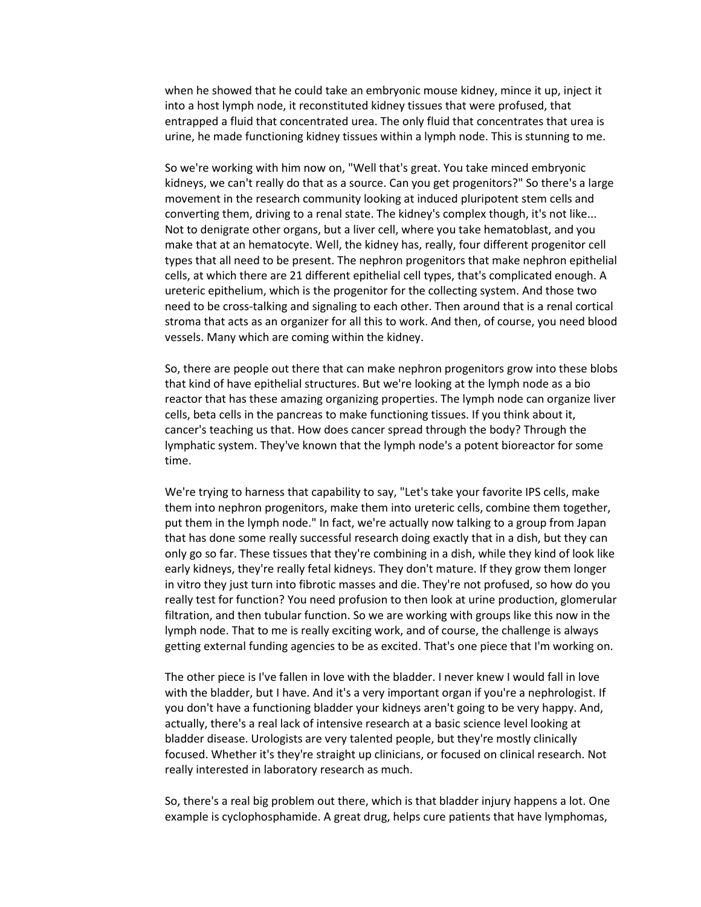when he showed that he could take an embryonic mouse kidney, mince it up, inject it into a host lymph node, it reconstituted kidney tissues that were profused, that entrapped a fluid that concentrated urea. The only fluid that concentrates that urea is urine, he made functioning kidney tissues within a lymph node. This is stunning to me.

So we're working with him now on, "Well that's great. You take minced embryonic kidneys, we can't really do that as a source. Can you get progenitors?" So there's a large movement in the research community looking at induced pluripotent stem cells and converting them, driving to a renal state. The kidney's complex though, it's not like... Not to denigrate other organs, but a liver cell, where you take hematoblast, and you make that at an hematocyte. Well, the kidney has, really, four different progenitor cell types that all need to be present. The nephron progenitors that make nephron epithelial cells, at which there are 21 different epithelial cell types, that's complicated enough. A ureteric epithelium, which is the progenitor for the collecting system. And those two need to be cross-talking and signaling to each other. Then around that is a renal cortical stroma that acts as an organizer for all this to work. And then, of course, you need blood vessels. Many which are coming within the kidney.

So, there are people out there that can make nephron progenitors grow into these blobs that kind of have epithelial structures. But we're looking at the lymph node as a bio reactor that has these amazing organizing properties. The lymph node can organize liver cells, beta cells in the pancreas to make functioning tissues. If you think about it, cancer's teaching us that. How does cancer spread through the body? Through the lymphatic system. They've known that the lymph node's a potent bioreactor for some time.

We're trying to harness that capability to say, "Let's take your favorite IPS cells, make them into nephron progenitors, make them into ureteric cells, combine them together, put them in the lymph node." In fact, we're actually now talking to a group from Japan that has done some really successful research doing exactly that in a dish, but they can only go so far. These tissues that they're combining in a dish, while they kind of look like early kidneys, they're really fetal kidneys. They don't mature. If they grow them longer in vitro they just turn into fibrotic masses and die. They're not profused, so how do you really test for function? You need profusion to then look at urine production, glomerular filtration, and then tubular function. So we are working with groups like this now in the lymph node. That to me is really exciting work, and of course, the challenge is always getting external funding agencies to be as excited. That's one piece that I'm working on.

The other piece is I've fallen in love with the bladder. I never knew I would fall in love with the bladder, but I have. And it's a very important organ if you're a nephrologist. If you don't have a functioning bladder your kidneys aren't going to be very happy. And, actually, there's a real lack of intensive research at a basic science level looking at bladder disease. Urologists are very talented people, but they're mostly clinically focused. Whether it's they're straight up clinicians, or focused on clinical research. Not really interested in laboratory research as much.

So, there's a real big problem out there, which is that bladder injury happens a lot. One example is cyclophosphamide. A great drug, helps cure patients that have lymphomas,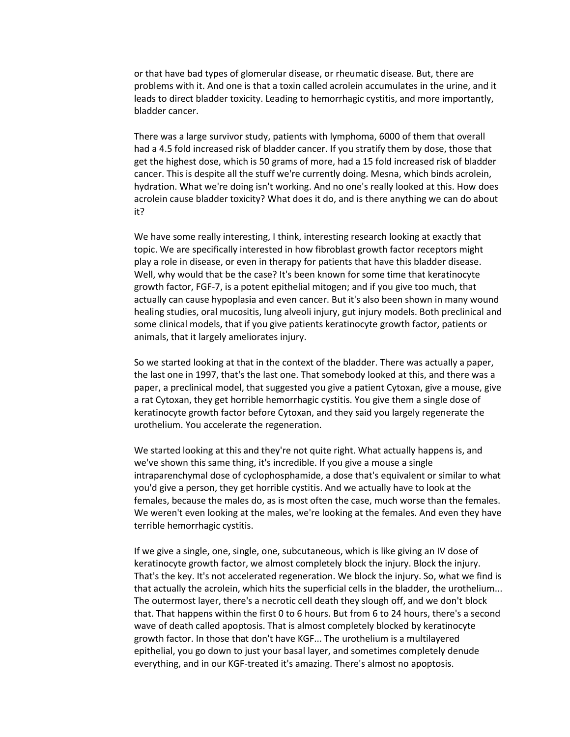or that have bad types of glomerular disease, or rheumatic disease. But, there are problems with it. And one is that a toxin called acrolein accumulates in the urine, and it leads to direct bladder toxicity. Leading to hemorrhagic cystitis, and more importantly, bladder cancer.

There was a large survivor study, patients with lymphoma, 6000 of them that overall had a 4.5 fold increased risk of bladder cancer. If you stratify them by dose, those that get the highest dose, which is 50 grams of more, had a 15 fold increased risk of bladder cancer. This is despite all the stuff we're currently doing. Mesna, which binds acrolein, hydration. What we're doing isn't working. And no one's really looked at this. How does acrolein cause bladder toxicity? What does it do, and is there anything we can do about it?

We have some really interesting, I think, interesting research looking at exactly that topic. We are specifically interested in how fibroblast growth factor receptors might play a role in disease, or even in therapy for patients that have this bladder disease. Well, why would that be the case? It's been known for some time that keratinocyte growth factor, FGF-7, is a potent epithelial mitogen; and if you give too much, that actually can cause hypoplasia and even cancer. But it's also been shown in many wound healing studies, oral mucositis, lung alveoli injury, gut injury models. Both preclinical and some clinical models, that if you give patients keratinocyte growth factor, patients or animals, that it largely ameliorates injury.

So we started looking at that in the context of the bladder. There was actually a paper, the last one in 1997, that's the last one. That somebody looked at this, and there was a paper, a preclinical model, that suggested you give a patient Cytoxan, give a mouse, give a rat Cytoxan, they get horrible hemorrhagic cystitis. You give them a single dose of keratinocyte growth factor before Cytoxan, and they said you largely regenerate the urothelium. You accelerate the regeneration.

We started looking at this and they're not quite right. What actually happens is, and we've shown this same thing, it's incredible. If you give a mouse a single intraparenchymal dose of cyclophosphamide, a dose that's equivalent or similar to what you'd give a person, they get horrible cystitis. And we actually have to look at the females, because the males do, as is most often the case, much worse than the females. We weren't even looking at the males, we're looking at the females. And even they have terrible hemorrhagic cystitis.

If we give a single, one, single, one, subcutaneous, which is like giving an IV dose of keratinocyte growth factor, we almost completely block the injury. Block the injury. That's the key. It's not accelerated regeneration. We block the injury. So, what we find is that actually the acrolein, which hits the superficial cells in the bladder, the urothelium... The outermost layer, there's a necrotic cell death they slough off, and we don't block that. That happens within the first 0 to 6 hours. But from 6 to 24 hours, there's a second wave of death called apoptosis. That is almost completely blocked by keratinocyte growth factor. In those that don't have KGF... The urothelium is a multilayered epithelial, you go down to just your basal layer, and sometimes completely denude everything, and in our KGF-treated it's amazing. There's almost no apoptosis.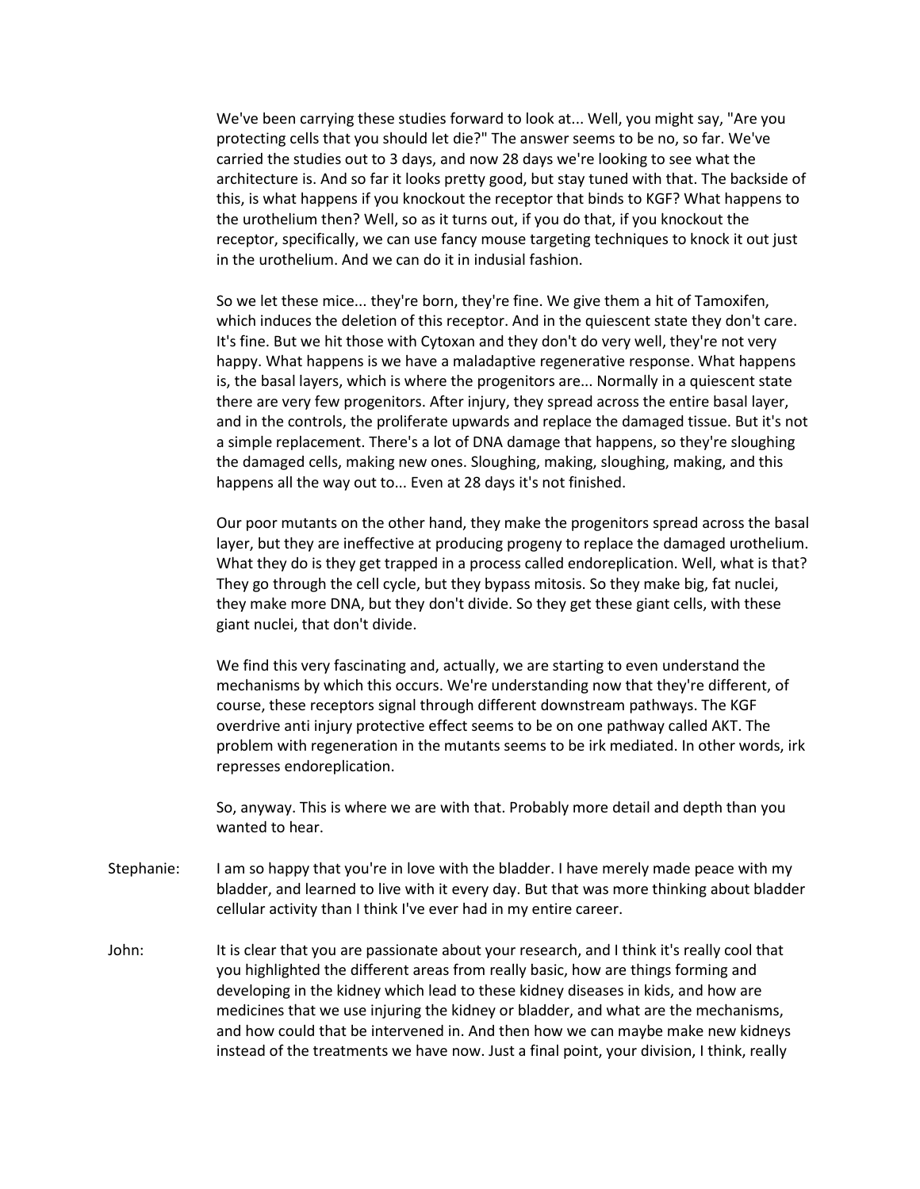We've been carrying these studies forward to look at... Well, you might say, "Are you protecting cells that you should let die?" The answer seems to be no, so far. We've carried the studies out to 3 days, and now 28 days we're looking to see what the architecture is. And so far it looks pretty good, but stay tuned with that. The backside of this, is what happens if you knockout the receptor that binds to KGF? What happens to the urothelium then? Well, so as it turns out, if you do that, if you knockout the receptor, specifically, we can use fancy mouse targeting techniques to knock it out just in the urothelium. And we can do it in indusial fashion.

So we let these mice... they're born, they're fine. We give them a hit of Tamoxifen, which induces the deletion of this receptor. And in the quiescent state they don't care. It's fine. But we hit those with Cytoxan and they don't do very well, they're not very happy. What happens is we have a maladaptive regenerative response. What happens is, the basal layers, which is where the progenitors are... Normally in a quiescent state there are very few progenitors. After injury, they spread across the entire basal layer, and in the controls, the proliferate upwards and replace the damaged tissue. But it's not a simple replacement. There's a lot of DNA damage that happens, so they're sloughing the damaged cells, making new ones. Sloughing, making, sloughing, making, and this happens all the way out to... Even at 28 days it's not finished.

Our poor mutants on the other hand, they make the progenitors spread across the basal layer, but they are ineffective at producing progeny to replace the damaged urothelium. What they do is they get trapped in a process called endoreplication. Well, what is that? They go through the cell cycle, but they bypass mitosis. So they make big, fat nuclei, they make more DNA, but they don't divide. So they get these giant cells, with these giant nuclei, that don't divide.

We find this very fascinating and, actually, we are starting to even understand the mechanisms by which this occurs. We're understanding now that they're different, of course, these receptors signal through different downstream pathways. The KGF overdrive anti injury protective effect seems to be on one pathway called AKT. The problem with regeneration in the mutants seems to be irk mediated. In other words, irk represses endoreplication.

So, anyway. This is where we are with that. Probably more detail and depth than you wanted to hear.

Stephanie: I am so happy that you're in love with the bladder. I have merely made peace with my bladder, and learned to live with it every day. But that was more thinking about bladder cellular activity than I think I've ever had in my entire career.

John: It is clear that you are passionate about your research, and I think it's really cool that you highlighted the different areas from really basic, how are things forming and developing in the kidney which lead to these kidney diseases in kids, and how are medicines that we use injuring the kidney or bladder, and what are the mechanisms, and how could that be intervened in. And then how we can maybe make new kidneys instead of the treatments we have now. Just a final point, your division, I think, really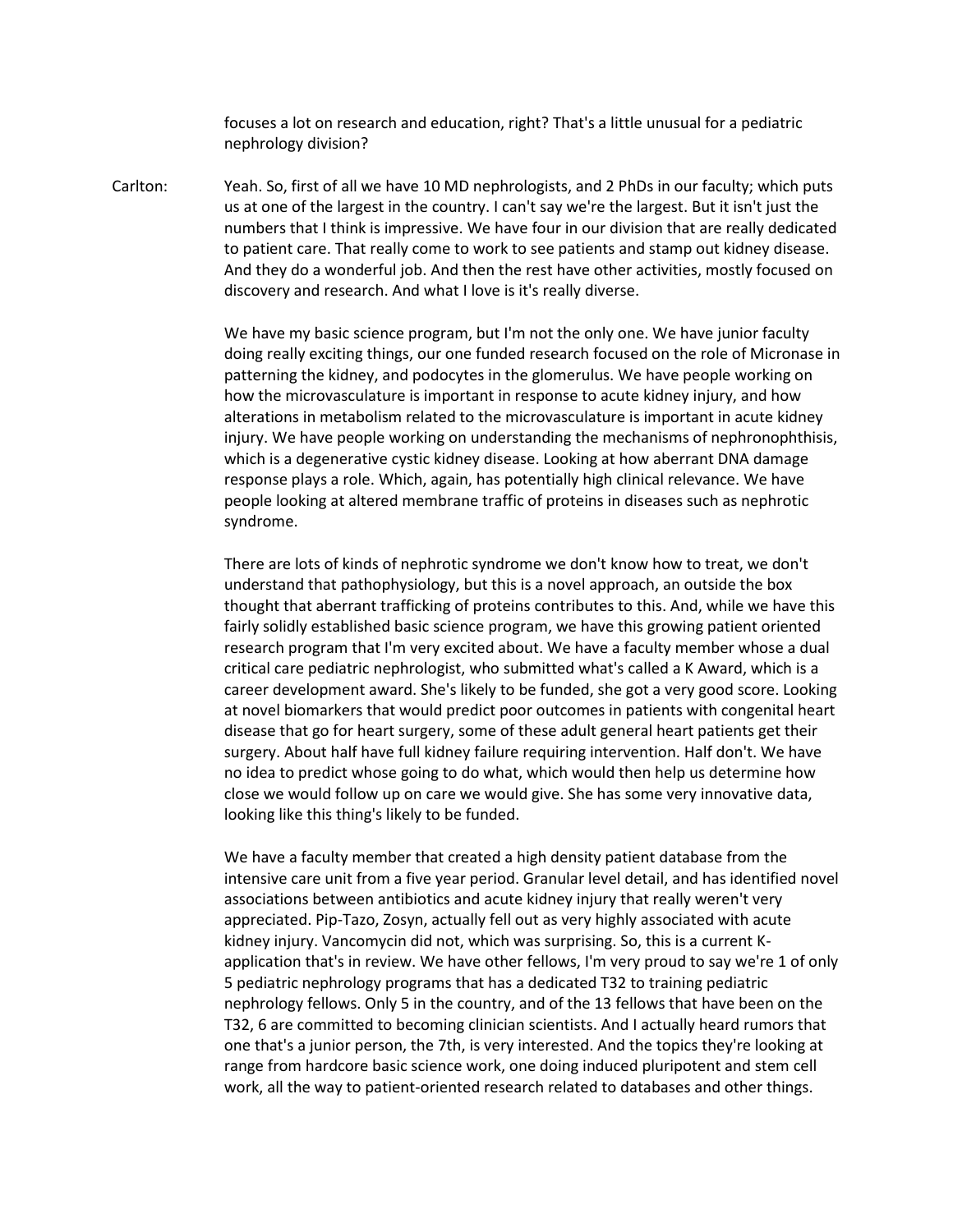focuses a lot on research and education, right? That's a little unusual for a pediatric nephrology division?

Carlton: Yeah. So, first of all we have 10 MD nephrologists, and 2 PhDs in our faculty; which puts us at one of the largest in the country. I can't say we're the largest. But it isn't just the numbers that I think is impressive. We have four in our division that are really dedicated to patient care. That really come to work to see patients and stamp out kidney disease. And they do a wonderful job. And then the rest have other activities, mostly focused on discovery and research. And what I love is it's really diverse.

We have my basic science program, but I'm not the only one. We have junior faculty doing really exciting things, our one funded research focused on the role of Micronase in patterning the kidney, and podocytes in the glomerulus. We have people working on how the microvasculature is important in response to acute kidney injury, and how alterations in metabolism related to the microvasculature is important in acute kidney injury. We have people working on understanding the mechanisms of nephronophthisis, which is a degenerative cystic kidney disease. Looking at how aberrant DNA damage response plays a role. Which, again, has potentially high clinical relevance. We have people looking at altered membrane traffic of proteins in diseases such as nephrotic syndrome.

There are lots of kinds of nephrotic syndrome we don't know how to treat, we don't understand that pathophysiology, but this is a novel approach, an outside the box thought that aberrant trafficking of proteins contributes to this. And, while we have this fairly solidly established basic science program, we have this growing patient oriented research program that I'm very excited about. We have a faculty member whose a dual critical care pediatric nephrologist, who submitted what's called a K Award, which is a career development award. She's likely to be funded, she got a very good score. Looking at novel biomarkers that would predict poor outcomes in patients with congenital heart disease that go for heart surgery, some of these adult general heart patients get their surgery. About half have full kidney failure requiring intervention. Half don't. We have no idea to predict whose going to do what, which would then help us determine how close we would follow up on care we would give. She has some very innovative data, looking like this thing's likely to be funded.

We have a faculty member that created a high density patient database from the intensive care unit from a five year period. Granular level detail, and has identified novel associations between antibiotics and acute kidney injury that really weren't very appreciated. Pip-Tazo, Zosyn, actually fell out as very highly associated with acute kidney injury. Vancomycin did not, which was surprising. So, this is a current K-application that's in review. We have other fellows, I'm very proud to say we're 1 of only 5 pediatric nephrology programs that has a dedicated T32 to training pediatric nephrology fellows. Only 5 in the country, and of the 13 fellows that have been on the T32, 6 are committed to becoming clinician scientists. And I actually heard rumors that one that's a junior person, the 7th, is very interested. And the topics they're looking at range from hardcore basic science work, one doing induced pluripotent and stem cell work, all the way to patient-oriented research related to databases and other things.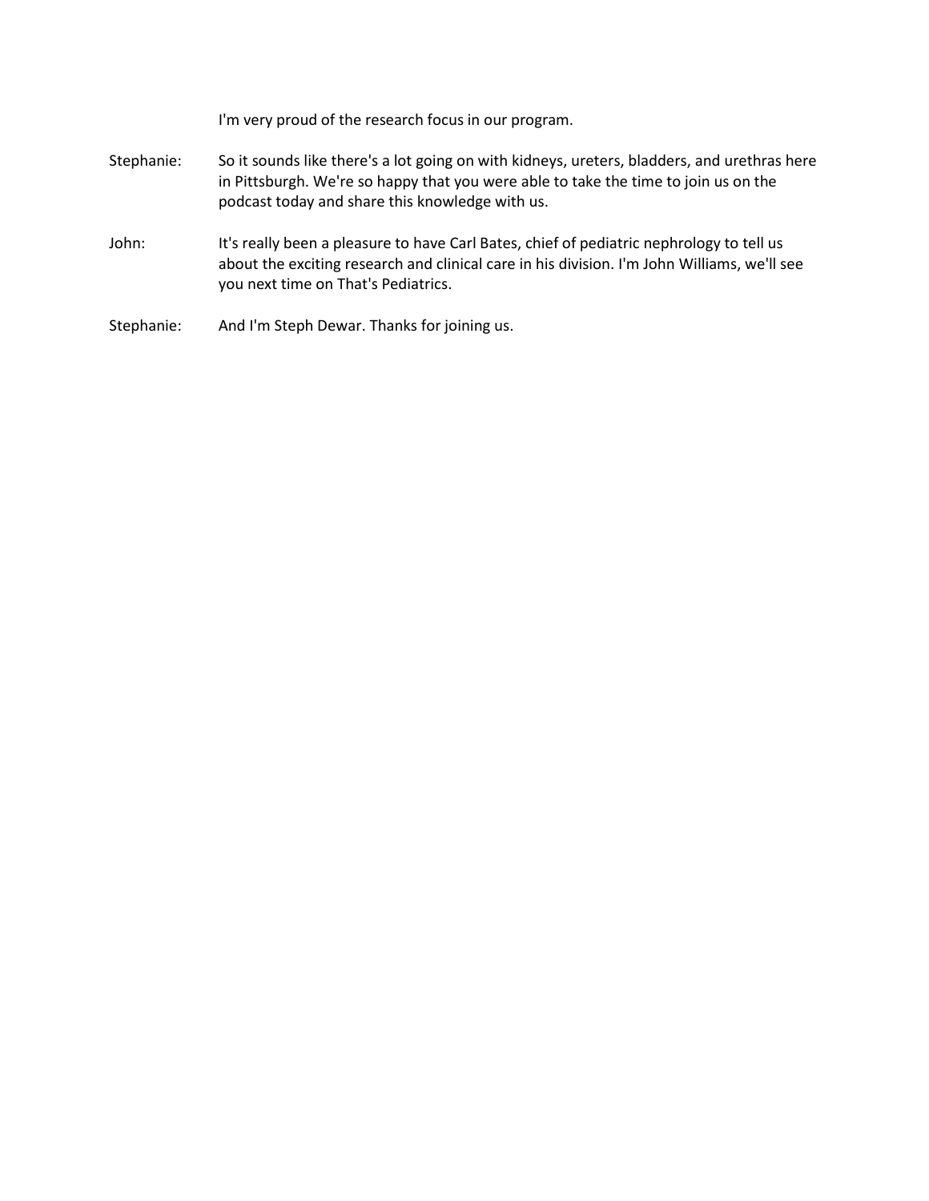I'm very proud of the research focus in our program.

Stephanie: So it sounds like there's a lot going on with kidneys, ureters, bladders, and urethras here in Pittsburgh. We're so happy that you were able to take the time to join us on the podcast today and share this knowledge with us.

John: It's really been a pleasure to have Carl Bates, chief of pediatric nephrology to tell us about the exciting research and clinical care in his division. I'm John Williams, we'll see you next time on That's Pediatrics.

Stephanie: And I'm Steph Dewar. Thanks for joining us.